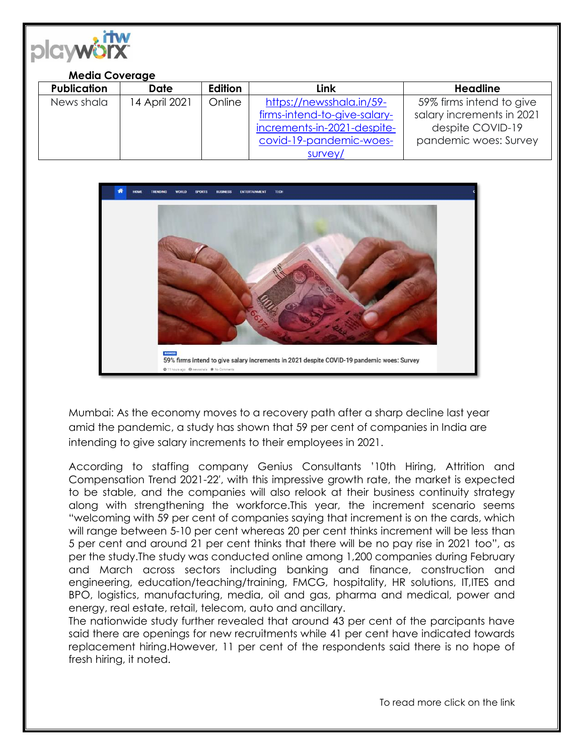**Media Coverage**

| Publication | Date | Edition | Link | Headline |
| --- | --- | --- | --- | --- |
| News shala | 14 April 2021 | Online | https://newsshala.in/59-firms-intend-to-give-salary-increments-in-2021-despite-covid-19-pandemic-woes-survey/ | 59% firms intend to give salary increments in 2021 despite COVID-19 pandemic woes: Survey |

Mumbai: As the economy moves to a recovery path after a sharp decline last year amid the pandemic, a study has shown that 59 per cent of companies in India are intending to give salary increments to their employees in 2021.

According to staffing company Genius Consultants '10th Hiring, Attrition and Compensation Trend 2021-22', with this impressive growth rate, the market is expected to be stable, and the companies will also relook at their business continuity strategy along with strengthening the workforce.This year, the increment scenario seems "welcoming with 59 per cent of companies saying that increment is on the cards, which will range between 5-10 per cent whereas 20 per cent thinks increment will be less than 5 per cent and around 21 per cent thinks that there will be no pay rise in 2021 too", as per the study.The study was conducted online among 1,200 companies during February and March across sectors including banking and finance, construction and engineering, education/teaching/training, FMCG, hospitality, HR solutions, IT,ITES and BPO, logistics, manufacturing, media, oil and gas, pharma and medical, power and energy, real estate, retail, telecom, auto and ancillary.

The nationwide study further revealed that around 43 per cent of the parcipants have said there are openings for new recruitments while 41 per cent have indicated towards replacement hiring.However, 11 per cent of the respondents said there is no hope of fresh hiring, it noted.

To read more click on the link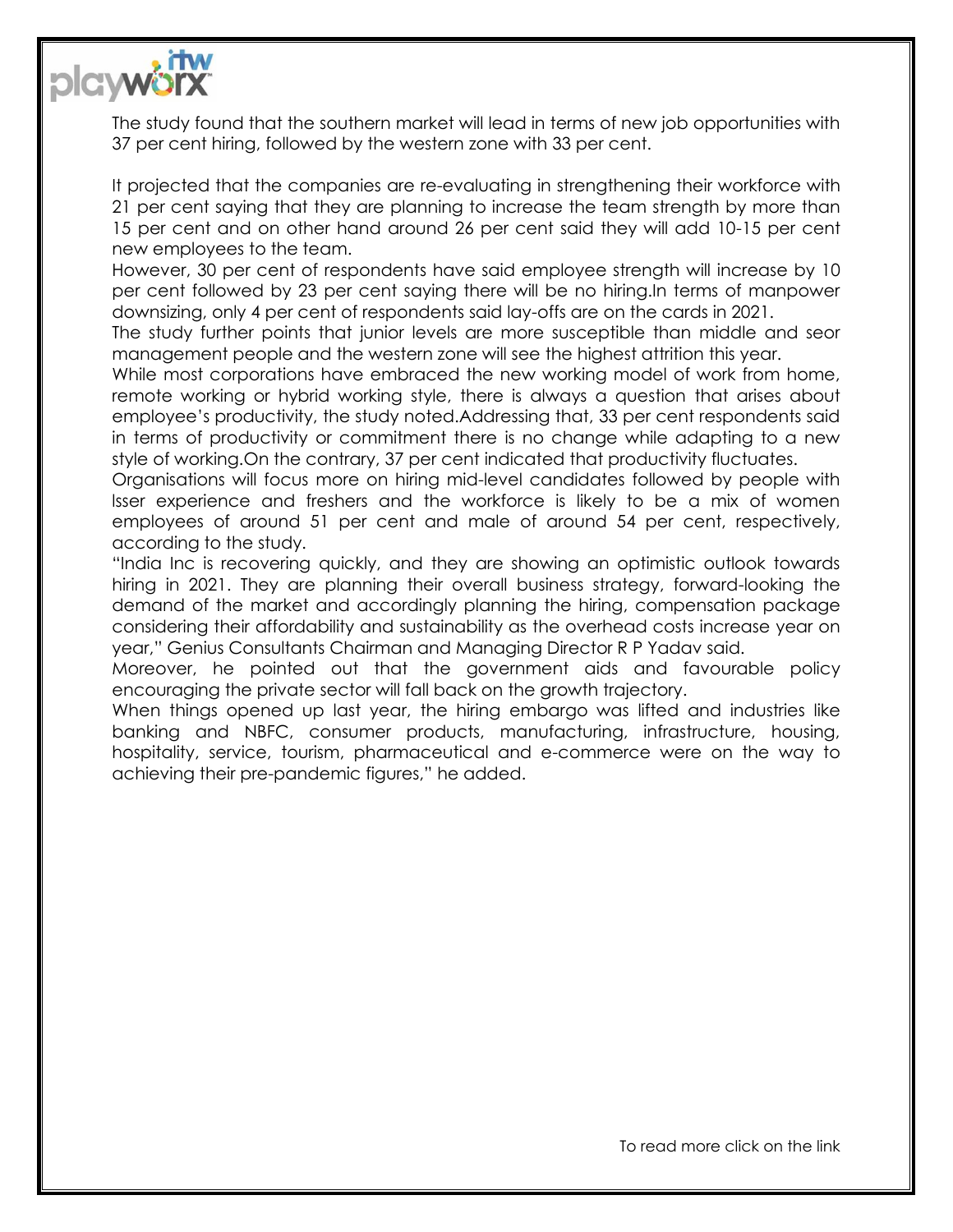The study found that the southern market will lead in terms of new job opportunities with 37 per cent hiring, followed by the western zone with 33 per cent.

It projected that the companies are re-evaluating in strengthening their workforce with 21 per cent saying that they are planning to increase the team strength by more than 15 per cent and on other hand around 26 per cent said they will add 10-15 per cent new employees to the team.

However, 30 per cent of respondents have said employee strength will increase by 10 per cent followed by 23 per cent saying there will be no hiring.In terms of manpower downsizing, only 4 per cent of respondents said lay-offs are on the cards in 2021.

The study further points that junior levels are more susceptible than middle and seor management people and the western zone will see the highest attrition this year.

While most corporations have embraced the new working model of work from home, remote working or hybrid working style, there is always a question that arises about employee's productivity, the study noted.Addressing that, 33 per cent respondents said in terms of productivity or commitment there is no change while adapting to a new style of working.On the contrary, 37 per cent indicated that productivity fluctuates.

Organisations will focus more on hiring mid-level candidates followed by people with lsser experience and freshers and the workforce is likely to be a mix of women employees of around 51 per cent and male of around 54 per cent, respectively, according to the study.

"India Inc is recovering quickly, and they are showing an optimistic outlook towards hiring in 2021. They are planning their overall business strategy, forward-looking the demand of the market and accordingly planning the hiring, compensation package considering their affordability and sustainability as the overhead costs increase year on year," Genius Consultants Chairman and Managing Director R P Yadav said.

Moreover, he pointed out that the government aids and favourable policy encouraging the private sector will fall back on the growth trajectory.

When things opened up last year, the hiring embargo was lifted and industries like banking and NBFC, consumer products, manufacturing, infrastructure, housing, hospitality, service, tourism, pharmaceutical and e-commerce were on the way to achieving their pre-pandemic figures," he added.

To read more click on the link